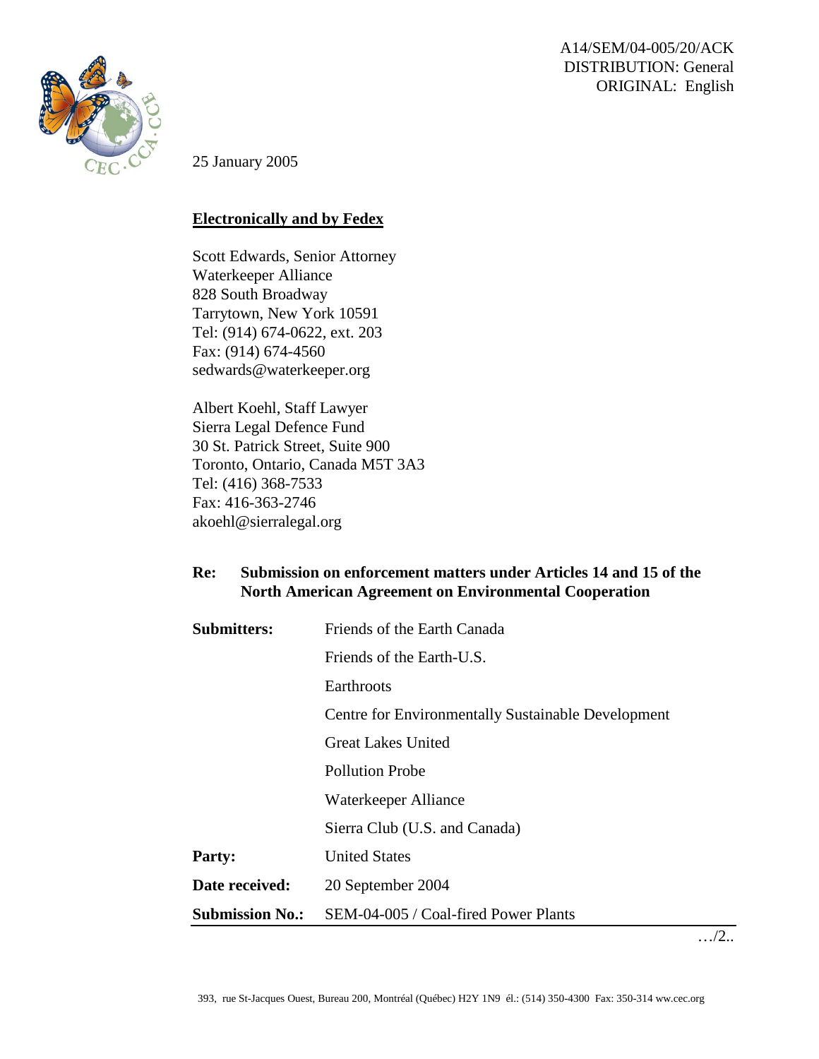A14/SEM/04-005/20/ACK
DISTRIBUTION: General
ORIGINAL: English

25 January 2005

**Electronically and by Fedex**

Scott Edwards, Senior Attorney
Waterkeeper Alliance
828 South Broadway
Tarrytown, New York 10591
Tel: (914) 674-0622, ext. 203
Fax: (914) 674-4560
sedwards@waterkeeper.org

Albert Koehl, Staff Lawyer
Sierra Legal Defence Fund
30 St. Patrick Street, Suite 900
Toronto, Ontario, Canada M5T 3A3
Tel: (416) 368-7533
Fax: 416-363-2746
akoehl@sierralegal.org

**Re: Submission on enforcement matters under Articles 14 and 15 of the North American Agreement on Environmental Cooperation**

| | |
|---|---|
| **Submitters:** | Friends of the Earth Canada |
| | Friends of the Earth-U.S. |
| | Earthroots |
| | Centre for Environmentally Sustainable Development |
| | Great Lakes United |
| | Pollution Probe |
| | Waterkeeper Alliance |
| | Sierra Club (U.S. and Canada) |
| **Party:** | United States |
| **Date received:** | 20 September 2004 |
| **Submission No.:** | SEM-04-005 / Coal-fired Power Plants |

…/2..

393, rue St-Jacques Ouest, Bureau 200, Montréal (Québec) H2Y 1N9 él.: (514) 350-4300 Fax: 350-314 ww.cec.org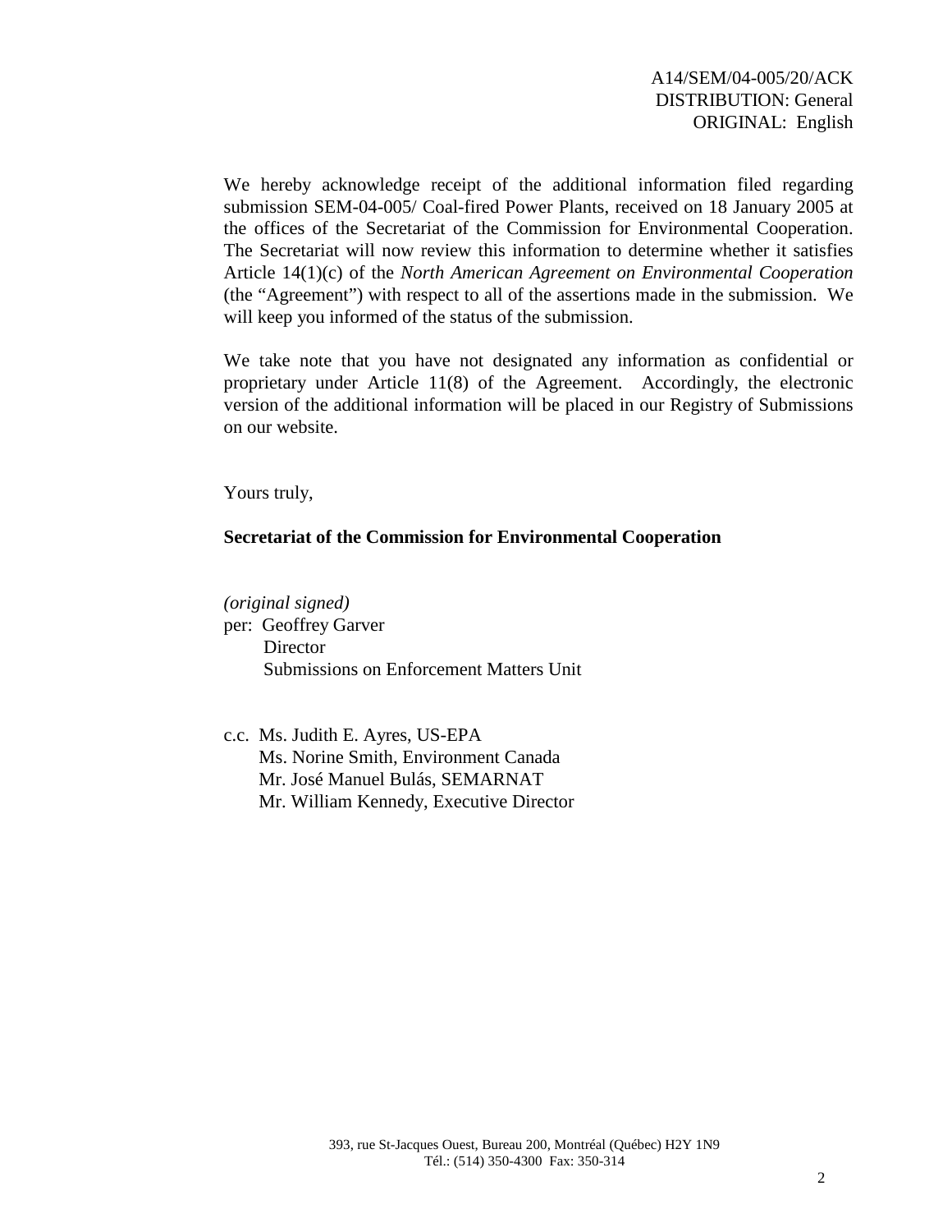A14/SEM/04-005/20/ACK
DISTRIBUTION: General
ORIGINAL: English

We hereby acknowledge receipt of the additional information filed regarding submission SEM-04-005/ Coal-fired Power Plants, received on 18 January 2005 at the offices of the Secretariat of the Commission for Environmental Cooperation. The Secretariat will now review this information to determine whether it satisfies Article 14(1)(c) of the *North American Agreement on Environmental Cooperation* (the "Agreement") with respect to all of the assertions made in the submission. We will keep you informed of the status of the submission.

We take note that you have not designated any information as confidential or proprietary under Article 11(8) of the Agreement. Accordingly, the electronic version of the additional information will be placed in our Registry of Submissions on our website.

Yours truly,

**Secretariat of the Commission for Environmental Cooperation**

*(original signed)*
per: Geoffrey Garver
Director
Submissions on Enforcement Matters Unit

c.c. Ms. Judith E. Ayres, US-EPA
Ms. Norine Smith, Environment Canada
Mr. José Manuel Bulás, SEMARNAT
Mr. William Kennedy, Executive Director

393, rue St-Jacques Ouest, Bureau 200, Montréal (Québec) H2Y 1N9
Tél.: (514) 350-4300 Fax: 350-314